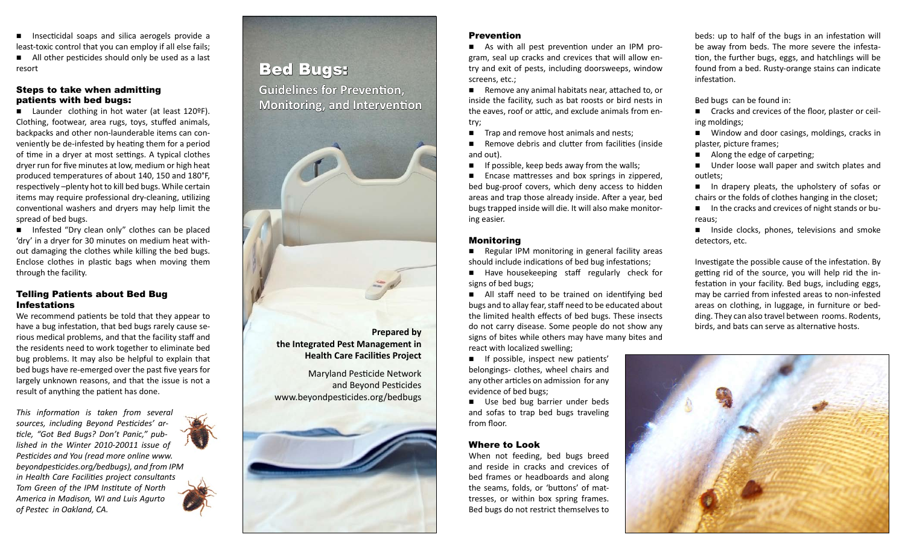- Insecticidal soaps and silica aerogels provide a least-toxic control that you can employ if all else fails;
- All other pesticides should only be used as a last resort

### Steps to take when admitting patients with bed bugs:

- Launder clothing in hot water (at least 120ºF). Clothing, footwear, area rugs, toys, stuffed animals, backpacks and other non-launderable items can conveniently be de-infested by heating them for a period of time in a dryer at most settings. A typical clothes dryer run for five minutes at low, medium or high heat produced temperatures of about 140, 150 and 180°F, respectively –plenty hot to kill bed bugs. While certain items may require professional dry-cleaning, utilizing conventional washers and dryers may help limit the spread of bed bugs.
- Infested "Dry clean only" clothes can be placed 'dry' in a dryer for 30 minutes on medium heat without damaging the clothes while killing the bed bugs. Enclose clothes in plastic bags when moving them through the facility.

### Telling Patients about Bed Bug Infestations

We recommend patients be told that they appear to have a bug infestation, that bed bugs rarely cause serious medical problems, and that the facility staff and the residents need to work together to eliminate bed bug problems. It may also be helpful to explain that bed bugs have re-emerged over the past five years for largely unknown reasons, and that the issue is not a result of anything the patient has done.

*This information is taken from several sources, including Beyond Pesticides' article, "Got Bed Bugs? Don't Panic," published in the Winter 2010-20011 issue of Pesticides and You (read more online www.beyondpesticides.org/bedbugs), and from IPM in Health Care Facilities project consultants Tom Green of the IPM Institute of North America in Madison, WI and Luis Agurto of Pestec in Oakland, CA.*

# Bed Bugs:

## Guidelines for Prevention, Monitoring, and Intervention

**Prepared by the Integrated Pest Management in Health Care Facilities Project**

Maryland Pesticide Network and Beyond Pesticides
www.beyondpesticides.org/bedbugs

### Prevention

- As with all pest prevention under an IPM program, seal up cracks and crevices that will allow entry and exit of pests, including doorsweeps, window screens, etc.;
- Remove any animal habitats near, attached to, or inside the facility, such as bat roosts or bird nests in the eaves, roof or attic, and exclude animals from entry;
- Trap and remove host animals and nests;
- Remove debris and clutter from facilities (inside and out).
- If possible, keep beds away from the walls;
- Encase mattresses and box springs in zippered, bed bug-proof covers, which deny access to hidden areas and trap those already inside. After a year, bed bugs trapped inside will die. It will also make monitoring easier.

### Monitoring

- Regular IPM monitoring in general facility areas should include indications of bed bug infestations;
- Have housekeeping staff regularly check for signs of bed bugs;
- All staff need to be trained on identifying bed bugs and to allay fear, staff need to be educated about the limited health effects of bed bugs. These insects do not carry disease. Some people do not show any signs of bites while others may have many bites and react with localized swelling;
- If possible, inspect new patients' belongings- clothes, wheel chairs and any other articles on admission for any evidence of bed bugs;
- Use bed bug barrier under beds and sofas to trap bed bugs traveling from floor.

### Where to Look

When not feeding, bed bugs breed and reside in cracks and crevices of bed frames or headboards and along the seams, folds, or 'buttons' of mattresses, or within box spring frames. Bed bugs do not restrict themselves to beds: up to half of the bugs in an infestation will be away from beds. The more severe the infestation, the further bugs, eggs, and hatchlings will be found from a bed. Rusty-orange stains can indicate infestation.

Bed bugs can be found in:

- Cracks and crevices of the floor, plaster or ceiling moldings;
- Window and door casings, moldings, cracks in plaster, picture frames;
- Along the edge of carpeting;
- Under loose wall paper and switch plates and outlets;
- In drapery pleats, the upholstery of sofas or chairs or the folds of clothes hanging in the closet;
- In the cracks and crevices of night stands or bureaus;
- Inside clocks, phones, televisions and smoke detectors, etc.

Investigate the possible cause of the infestation. By getting rid of the source, you will help rid the infestation in your facility. Bed bugs, including eggs, may be carried from infested areas to non-infested areas on clothing, in luggage, in furniture or bedding. They can also travel between rooms. Rodents, birds, and bats can serve as alternative hosts.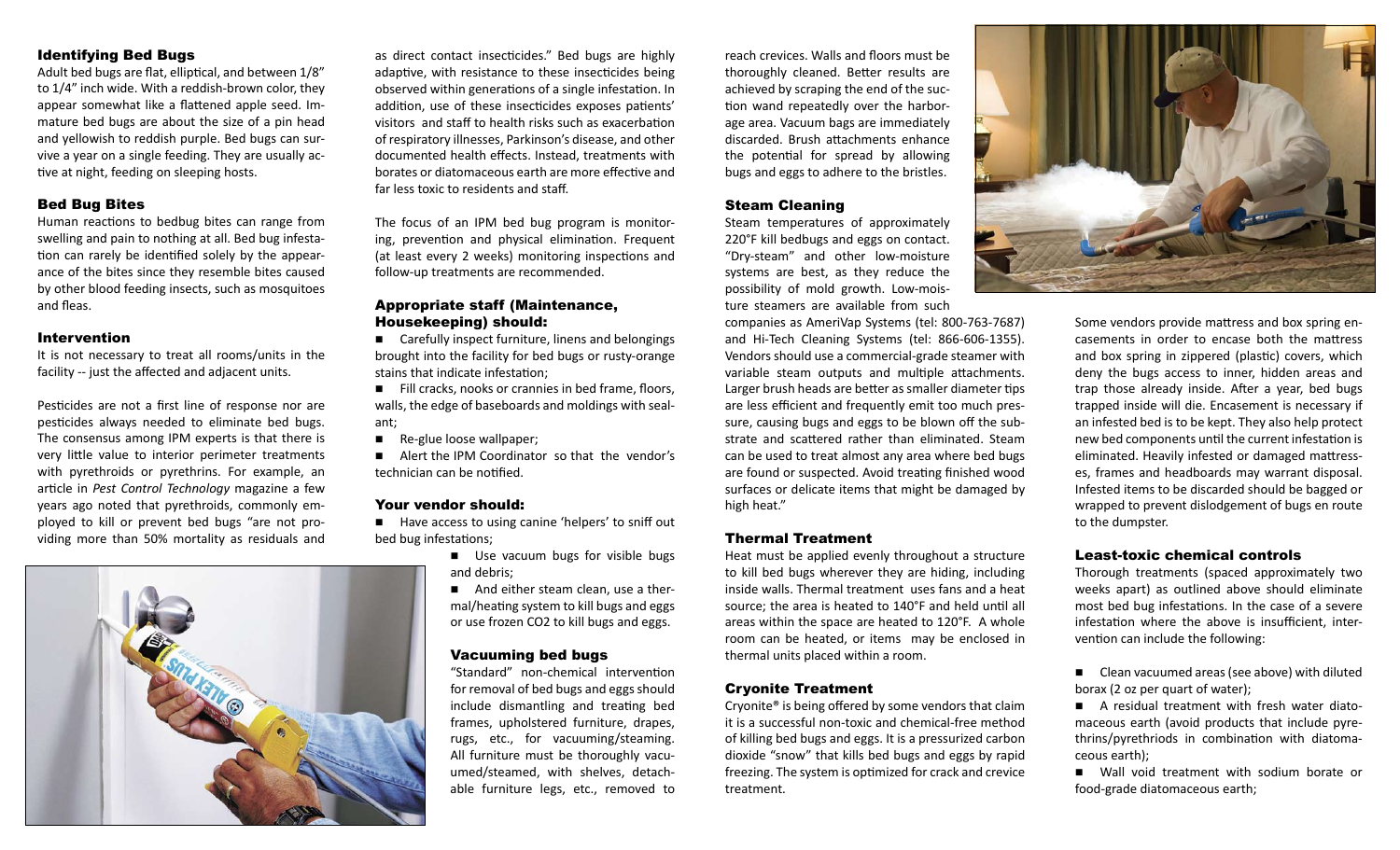### Identifying Bed Bugs

Adult bed bugs are flat, elliptical, and between 1/8" to 1/4" inch wide. With a reddish-brown color, they appear somewhat like a flattened apple seed. Immature bed bugs are about the size of a pin head and yellowish to reddish purple. Bed bugs can survive a year on a single feeding. They are usually active at night, feeding on sleeping hosts.

### Bed Bug Bites

Human reactions to bedbug bites can range from swelling and pain to nothing at all. Bed bug infestation can rarely be identified solely by the appearance of the bites since they resemble bites caused by other blood feeding insects, such as mosquitoes and fleas.

### Intervention

It is not necessary to treat all rooms/units in the facility -- just the affected and adjacent units.

Pesticides are not a first line of response nor are pesticides always needed to eliminate bed bugs. The consensus among IPM experts is that there is very little value to interior perimeter treatments with pyrethroids or pyrethrins. For example, an article in *Pest Control Technology* magazine a few years ago noted that pyrethroids, commonly employed to kill or prevent bed bugs "are not providing more than 50% mortality as residuals and as direct contact insecticides." Bed bugs are highly adaptive, with resistance to these insecticides being observed within generations of a single infestation. In addition, use of these insecticides exposes patients' visitors and staff to health risks such as exacerbation of respiratory illnesses, Parkinson's disease, and other documented health effects. Instead, treatments with borates or diatomaceous earth are more effective and far less toxic to residents and staff.

The focus of an IPM bed bug program is monitoring, prevention and physical elimination. Frequent (at least every 2 weeks) monitoring inspections and follow-up treatments are recommended.

### Appropriate staff (Maintenance, Housekeeping) should:

- Carefully inspect furniture, linens and belongings brought into the facility for bed bugs or rusty-orange stains that indicate infestation;
- Fill cracks, nooks or crannies in bed frame, floors, walls, the edge of baseboards and moldings with sealant;
- Re-glue loose wallpaper;
- Alert the IPM Coordinator so that the vendor's technician can be notified.

### Your vendor should:

- Have access to using canine 'helpers' to sniff out bed bug infestations;
- Use vacuum bugs for visible bugs and debris;
- And either steam clean, use a thermal/heating system to kill bugs and eggs or use frozen CO2 to kill bugs and eggs.

### Vacuuming bed bugs

"Standard" non-chemical intervention for removal of bed bugs and eggs should include dismantling and treating bed frames, upholstered furniture, drapes, rugs, etc., for vacuuming/steaming. All furniture must be thoroughly vacuumed/steamed, with shelves, detachable furniture legs, etc., removed to reach crevices. Walls and floors must be thoroughly cleaned. Better results are achieved by scraping the end of the suction wand repeatedly over the harborage area. Vacuum bags are immediately discarded. Brush attachments enhance the potential for spread by allowing bugs and eggs to adhere to the bristles.

### Steam Cleaning

Steam temperatures of approximately 220°F kill bedbugs and eggs on contact. "Dry-steam" and other low-moisture systems are best, as they reduce the possibility of mold growth. Low-moisture steamers are available from such companies as AmeriVap Systems (tel: 800-763-7687) and Hi-Tech Cleaning Systems (tel: 866-606-1355). Vendors should use a commercial-grade steamer with variable steam outputs and multiple attachments. Larger brush heads are better as smaller diameter tips are less efficient and frequently emit too much pressure, causing bugs and eggs to be blown off the substrate and scattered rather than eliminated. Steam can be used to treat almost any area where bed bugs are found or suspected. Avoid treating finished wood surfaces or delicate items that might be damaged by high heat."

### Thermal Treatment

Heat must be applied evenly throughout a structure to kill bed bugs wherever they are hiding, including inside walls. Thermal treatment uses fans and a heat source; the area is heated to 140°F and held until all areas within the space are heated to 120°F. A whole room can be heated, or items may be enclosed in thermal units placed within a room.

### Cryonite Treatment

Cryonite® is being offered by some vendors that claim it is a successful non-toxic and chemical-free method of killing bed bugs and eggs. It is a pressurized carbon dioxide "snow" that kills bed bugs and eggs by rapid freezing. The system is optimized for crack and crevice treatment.

Some vendors provide mattress and box spring encasements in order to encase both the mattress and box spring in zippered (plastic) covers, which deny the bugs access to inner, hidden areas and trap those already inside. After a year, bed bugs trapped inside will die. Encasement is necessary if an infested bed is to be kept. They also help protect new bed components until the current infestation is eliminated. Heavily infested or damaged mattresses, frames and headboards may warrant disposal. Infested items to be discarded should be bagged or wrapped to prevent dislodgement of bugs en route to the dumpster.

### Least-toxic chemical controls

Thorough treatments (spaced approximately two weeks apart) as outlined above should eliminate most bed bug infestations. In the case of a severe infestation where the above is insufficient, intervention can include the following:

- Clean vacuumed areas (see above) with diluted borax (2 oz per quart of water);
- A residual treatment with fresh water diatomaceous earth (avoid products that include pyrethrins/pyrethriods in combination with diatomaceous earth);
- Wall void treatment with sodium borate or food-grade diatomaceous earth;